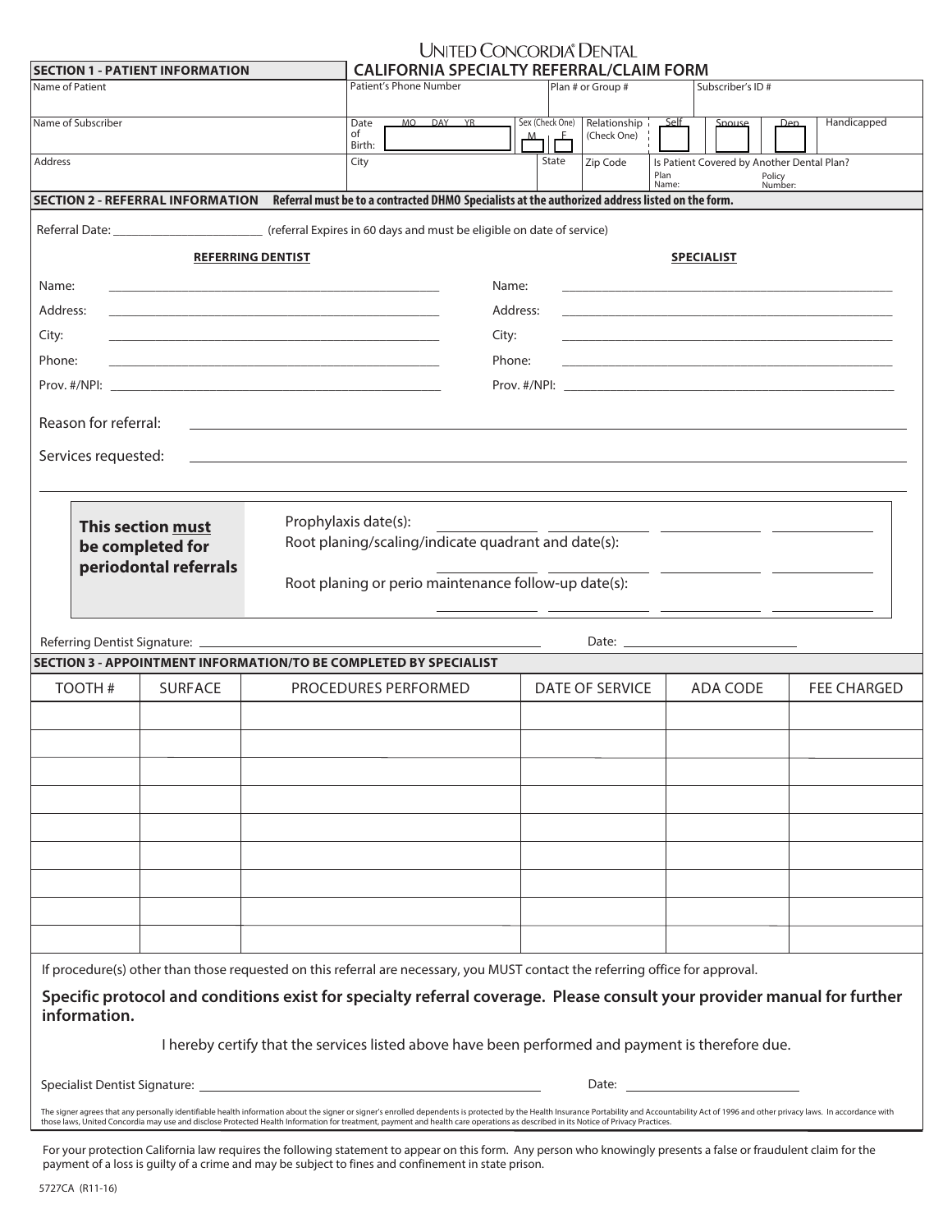# UNITED CONCORDIA® DENTAL

## CALIFORNIA SPECIALTY REFERRAL/CLAIM FORM

**SECTION 1 - PATIENT INFORMATION**

| Name of Patient | Patient's Phone Number | Plan # or Group # | Subscriber's ID # |
|---|---|---|---|
| | | | |

| Name of Subscriber | Date of Birth: MO DAY YR | Sex (Check One) M F | Relationship (Check One) | Self | Spouse | Dep | Handicapped |
|---|---|---|---|---|---|---|---|
| | | | | | | | |

| Address | City | State | Zip Code | Is Patient Covered by Another Dental Plan? Plan Name: Policy Number: |
|---|---|---|---|---|
| | | | | |

**SECTION 2 - REFERRAL INFORMATION** Referral must be to a contracted DHMO Specialists at the authorized address listed on the form.

Referral Date: ______________________ (referral Expires in 60 days and must be eligible on date of service)

| REFERRING DENTIST | | SPECIALIST | |
|---|---|---|---|
| Name: | | Name: | |
| Address: | | Address: | |
| City: | | City: | |
| Phone: | | Phone: | |
| Prov. #/NPI: | | Prov. #/NPI: | |

Reason for referral: ______________________________

Services requested: ______________________________

**This section must be completed for periodontal referrals**

Prophylaxis date(s): ________ ________ ________ ________

Root planing/scaling/indicate quadrant and date(s): ________ ________ ________ ________

Root planing or perio maintenance follow-up date(s): ________ ________ ________ ________

Referring Dentist Signature: ______________________________ Date: ______________

**SECTION 3 - APPOINTMENT INFORMATION/TO BE COMPLETED BY SPECIALIST**

| TOOTH # | SURFACE | PROCEDURES PERFORMED | DATE OF SERVICE | ADA CODE | FEE CHARGED |
|---|---|---|---|---|---|
| | | | | | |
| | | | | | |
| | | | | | |
| | | | | | |
| | | | | | |
| | | | | | |
| | | | | | |
| | | | | | |
| | | | | | |

If procedure(s) other than those requested on this referral are necessary, you MUST contact the referring office for approval.

**Specific protocol and conditions exist for specialty referral coverage. Please consult your provider manual for further information.**

I hereby certify that the services listed above have been performed and payment is therefore due.

Specialist Dentist Signature: ______________________________ Date: ______________

The signer agrees that any personally identifiable health information about the signer or signer's enrolled dependents is protected by the Health Insurance Portability and Accountability Act of 1996 and other privacy laws. In accordance with those laws, United Concordia may use and disclose Protected Health Information for treatment, payment and health care operations as described in its Notice of Privacy Practices.

For your protection California law requires the following statement to appear on this form. Any person who knowingly presents a false or fraudulent claim for the payment of a loss is guilty of a crime and may be subject to fines and confinement in state prison.

5727CA (R11-16)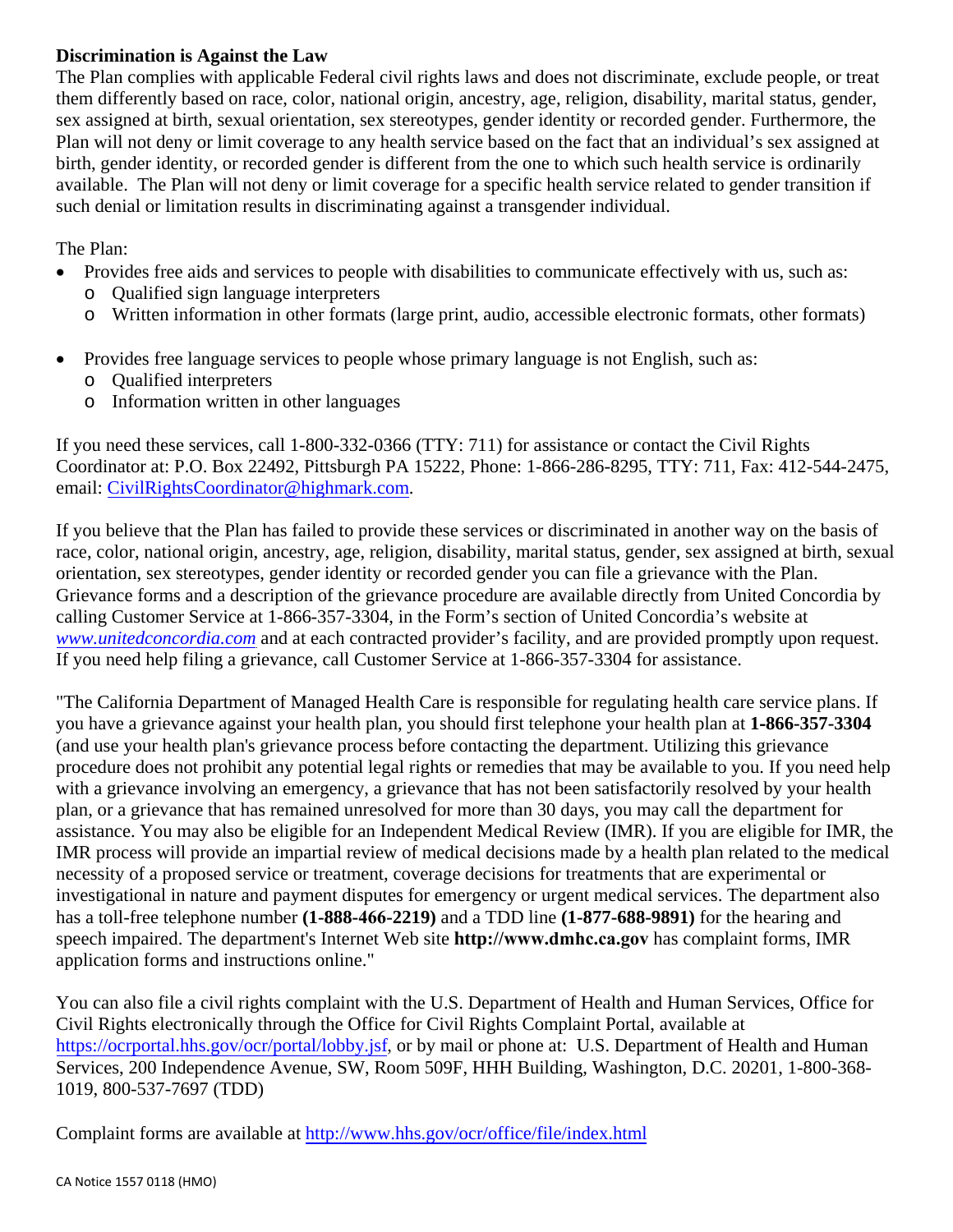**Discrimination is Against the Law**

The Plan complies with applicable Federal civil rights laws and does not discriminate, exclude people, or treat them differently based on race, color, national origin, ancestry, age, religion, disability, marital status, gender, sex assigned at birth, sexual orientation, sex stereotypes, gender identity or recorded gender. Furthermore, the Plan will not deny or limit coverage to any health service based on the fact that an individual's sex assigned at birth, gender identity, or recorded gender is different from the one to which such health service is ordinarily available. The Plan will not deny or limit coverage for a specific health service related to gender transition if such denial or limitation results in discriminating against a transgender individual.

The Plan:

- Provides free aids and services to people with disabilities to communicate effectively with us, such as:
  - Qualified sign language interpreters
  - Written information in other formats (large print, audio, accessible electronic formats, other formats)
- Provides free language services to people whose primary language is not English, such as:
  - Qualified interpreters
  - Information written in other languages

If you need these services, call 1-800-332-0366 (TTY: 711) for assistance or contact the Civil Rights Coordinator at: P.O. Box 22492, Pittsburgh PA 15222, Phone: 1-866-286-8295, TTY: 711, Fax: 412-544-2475, email: CivilRightsCoordinator@highmark.com.

If you believe that the Plan has failed to provide these services or discriminated in another way on the basis of race, color, national origin, ancestry, age, religion, disability, marital status, gender, sex assigned at birth, sexual orientation, sex stereotypes, gender identity or recorded gender you can file a grievance with the Plan. Grievance forms and a description of the grievance procedure are available directly from United Concordia by calling Customer Service at 1-866-357-3304, in the Form's section of United Concordia's website at *www.unitedconcordia.com* and at each contracted provider's facility, and are provided promptly upon request. If you need help filing a grievance, call Customer Service at 1-866-357-3304 for assistance.

"The California Department of Managed Health Care is responsible for regulating health care service plans. If you have a grievance against your health plan, you should first telephone your health plan at **1-866-357-3304** (and use your health plan's grievance process before contacting the department. Utilizing this grievance procedure does not prohibit any potential legal rights or remedies that may be available to you. If you need help with a grievance involving an emergency, a grievance that has not been satisfactorily resolved by your health plan, or a grievance that has remained unresolved for more than 30 days, you may call the department for assistance. You may also be eligible for an Independent Medical Review (IMR). If you are eligible for IMR, the IMR process will provide an impartial review of medical decisions made by a health plan related to the medical necessity of a proposed service or treatment, coverage decisions for treatments that are experimental or investigational in nature and payment disputes for emergency or urgent medical services. The department also has a toll-free telephone number **(1-888-466-2219)** and a TDD line **(1-877-688-9891)** for the hearing and speech impaired. The department's Internet Web site **http://www.dmhc.ca.gov** has complaint forms, IMR application forms and instructions online."

You can also file a civil rights complaint with the U.S. Department of Health and Human Services, Office for Civil Rights electronically through the Office for Civil Rights Complaint Portal, available at https://ocrportal.hhs.gov/ocr/portal/lobby.jsf, or by mail or phone at: U.S. Department of Health and Human Services, 200 Independence Avenue, SW, Room 509F, HHH Building, Washington, D.C. 20201, 1-800-368-1019, 800-537-7697 (TDD)

Complaint forms are available at http://www.hhs.gov/ocr/office/file/index.html

CA Notice 1557 0118 (HMO)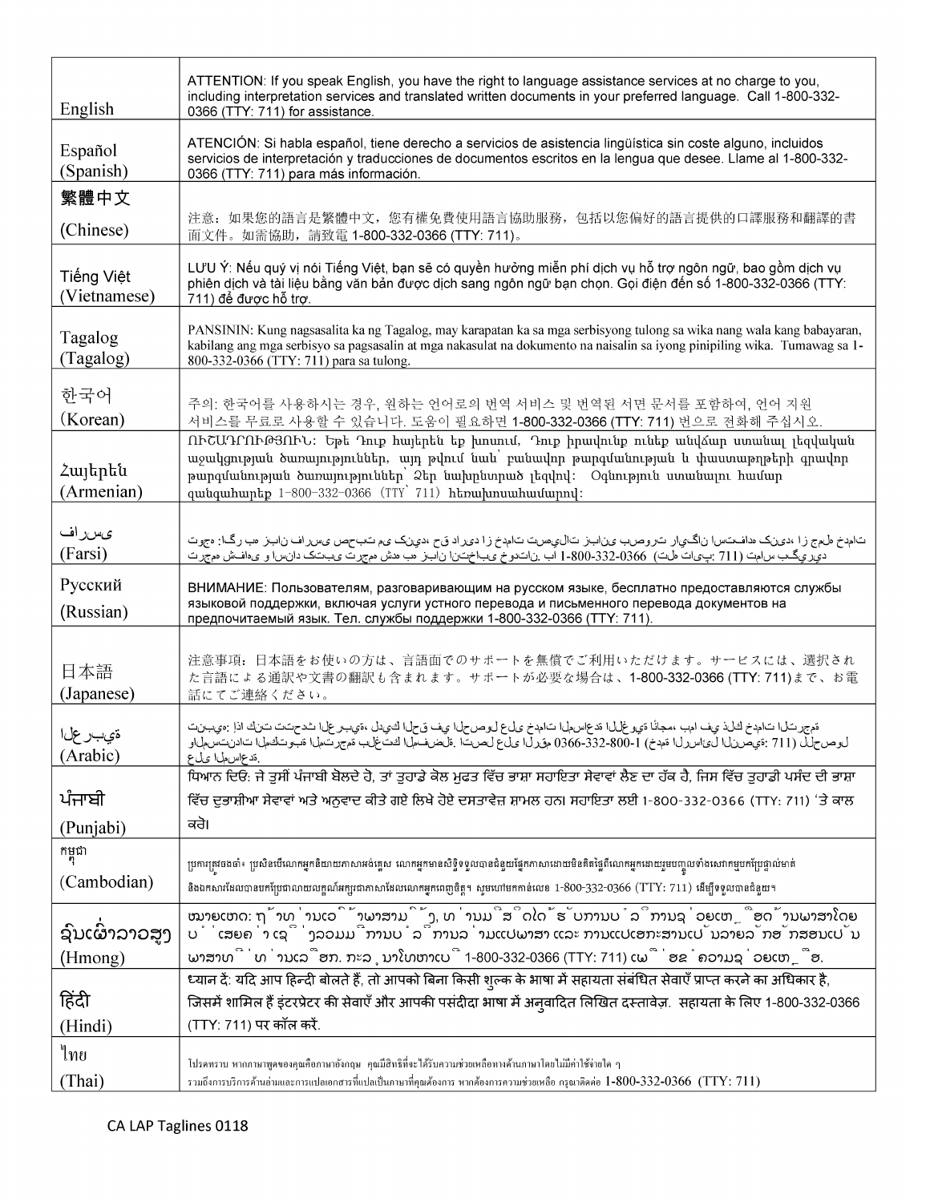| | |
|---|---|
| English | ATTENTION: If you speak English, you have the right to language assistance services at no charge to you, including interpretation services and translated written documents in your preferred language. Call 1-800-332-0366 (TTY: 711) for assistance. |
| Español (Spanish) | ATENCIÓN: Si habla español, tiene derecho a servicios de asistencia lingüística sin coste alguno, incluidos servicios de interpretación y traducciones de documentos escritos en la lengua que desee. Llame al 1-800-332-0366 (TTY: 711) para más información. |
| 繁體中文 (Chinese) | 注意：如果您的語言是繁體中文，您有權免費使用語言協助服務，包括以您偏好的語言提供的口譯服務和翻譯的書面文件。如需協助，請致電 1-800-332-0366 (TTY: 711)。 |
| Tiếng Việt (Vietnamese) | LƯU Ý: Nếu quý vị nói Tiếng Việt, bạn sẽ có quyền hưởng miễn phí dịch vụ hỗ trợ ngôn ngữ, bao gồm dịch vụ phiên dịch và tài liệu bằng văn bản được dịch sang ngôn ngữ bạn chọn. Gọi điện đến số 1-800-332-0366 (TTY: 711) để được hỗ trợ. |
| Tagalog (Tagalog) | PANSININ: Kung nagsasalita ka ng Tagalog, may karapatan ka sa mga serbisyong tulong sa wika nang wala kang babayaran, kabilang ang mga serbisyo sa pagsasalin at mga nakasulat na dokumento na naisalin sa iyong pinipiling wika. Tumawag sa 1-800-332-0366 (TTY: 711) para sa tulong. |
| 한국어 (Korean) | 주의: 한국어를 사용하시는 경우, 원하는 언어로의 번역 서비스 및 번역된 서면 문서를 포함하여, 언어 지원 서비스를 무료로 사용할 수 있습니다. 도움이 필요하면 1-800-332-0366 (TTY: 711) 번으로 전화해 주십시오. |
| Հայերեն (Armenian) | ՈՒՇԱԴՐՈՒԹՅՈՒՆ: Եթե Դուք հայերեն եք խոսում, Դուք իրավունք ունեք անվճար ստանալ լեզվական աջակցության ծառայություններ, այդ թվում նաև՝ բանավոր թարգմանության և փաստաթղթերի գրավոր թարգմանության ծառայություններ՝ Ձեր նախընտրած լեզվով: Օգնություն ստանալու համար զանգահարեք 1-800-332-0366 (TTY՝ 711) հեռախոսահամարով: |
| فارسی (Farsi) | توجه: اگر به زبان فارسی صحبت می کنید، حق دارید از خدمات تسهیلات زبانی بصورت رایگان استفاده کنید، از جمله خدمات ترجمه شفاهی و اسناد کتبی ترجمه شده به زبان انتخابی خودتان. با 1-800-332-0366 (تله تایپ: 711) تماس بگیرید |
| Русский (Russian) | ВНИМАНИЕ: Пользователям, разговаривающим на русском языке, бесплатно предоставляются службы языковой поддержки, включая услуги устного перевода и письменного перевода документов на предпочитаемый язык. Тел. службы поддержки 1-800-332-0366 (TTY: 711). |
| 日本語 (Japanese) | 注意事項：日本語をお使いの方は、言語面でのサポートを無償でご利用いただけます。サービスには、選択された言語による通訳や文書の翻訳も含まれます。サポートが必要な場合は、1-800-332-0366 (TTY: 711)まで、お電話にてご連絡ください。 |
| العربية (Arabic) | تنبيه: إذا كنت تتحدث العربية، لديك الحق في الحصول على خدمات المساعدة اللغوية مجانًا، بما في ذلك خدمات الترجمة والمستندات المكتوبة المترجمة بلغتك المفضلة. اتصل على الرقم 1-800-332-0366 (خدمة الرسائل النصية: 711) للحصول على المساعدة. |
| ਪੰਜਾਬੀ (Punjabi) | ਧਿਆਨ ਦਿਓ: ਜੇ ਤੁਸੀਂ ਪੰਜਾਬੀ ਬੋਲਦੇ ਹੋ, ਤਾਂ ਤੁਹਾਡੇ ਕੋਲ ਮੁਫਤ ਵਿੱਚ ਭਾਸ਼ਾ ਸਹਾਇਤਾ ਸੇਵਾਵਾਂ ਲੈਣ ਦਾ ਹੱਕ ਹੈ, ਜਿਸ ਵਿੱਚ ਤੁਹਾਡੀ ਪਸੰਦ ਦੀ ਭਾਸ਼ਾ ਵਿੱਚ ਦੁਭਾਸ਼ੀਆ ਸੇਵਾਵਾਂ ਅਤੇ ਅਨੁਵਾਦ ਕੀਤੇ ਗਏ ਲਿਖੇ ਹੋਏ ਦਸਤਾਵੇਜ਼ ਸ਼ਾਮਲ ਹਨ। ਸਹਾਇਤਾ ਲਈ 1-800-332-0366 (TTY: 711) 'ਤੇ ਕਾਲ ਕਰੋ। |
| កម្ពុជា (Cambodian) | ប្រការត្រូវចងចាំ៖ ប្រសិនបើលោកអ្នកនិយាយភាសាអង់គ្លេស លោកអ្នកមានសិទ្ធិទទួលបានជំនួយផ្នែកភាសាដោយមិនគិតថ្លៃពីលោកអ្នកដោយរួមបញ្ចូលទាំងសេវាកម្មបកប្រែផ្ទាល់មាត់ និងឯកសារដែលបានបកប្រែជាលាយលក្ខណ៍អក្សរជាភាសាដែលលោកអ្នកពេញចិត្ត។ សូមហៅមកកាន់លេខ 1-800-332-0366 (TTY: 711) ដើម្បីទទួលបានជំនួយ។ |
| ຊົນເຜົ່າລາວສູງ (Hmong) | ໝາຍເຫດ: ຖ້າທ່ານເວົ້າພາສາມົ້ງ, ທ່ານມີສິດໄດ້ຮັບການບໍລິການຊ່ວຍເຫຼືອດ້ານພາສາໂດຍບໍ່ເສຍຄ່າ ເຊິ່ງລວມມີການບໍລິການລ່າມແປພາສາ ແລະ ການແປເອກະສານເປັນລາຍລັກອັກສອນເປັນພາສາທີ່ທ່ານເລືອກ. ກະລຸນາໂທຫາເບີ 1-800-332-0366 (TTY: 711) ເພື່ອຂໍຄວາມຊ່ວຍເຫຼືອ. |
| हिंदी (Hindi) | ध्यान दें: यदि आप हिन्दी बोलते हैं, तो आपको बिना किसी शुल्क के भाषा में सहायता संबंधित सेवाएँ प्राप्त करने का अधिकार है, जिसमें शामिल हैं इंटरप्रेटर की सेवाएँ और आपकी पसंदीदा भाषा में अनुवादित लिखित दस्तावेज़. सहायता के लिए 1-800-332-0366 (TTY: 711) पर कॉल करें. |
| ไทย (Thai) | โปรดทราบ หากภาษาพูดของคุณคือภาษาอังกฤษ คุณมีสิทธิที่จะได้รับความช่วยเหลือทางด้านภาษาโดยไม่มีค่าใช้จ่ายใด ๆ รวมถึงการบริการด้านล่ามและการแปลเอกสารที่แปลเป็นภาษาที่คุณต้องการ หากต้องการความช่วยเหลือ กรุณาติดต่อ 1-800-332-0366 (TTY: 711) |

CA LAP Taglines 0118